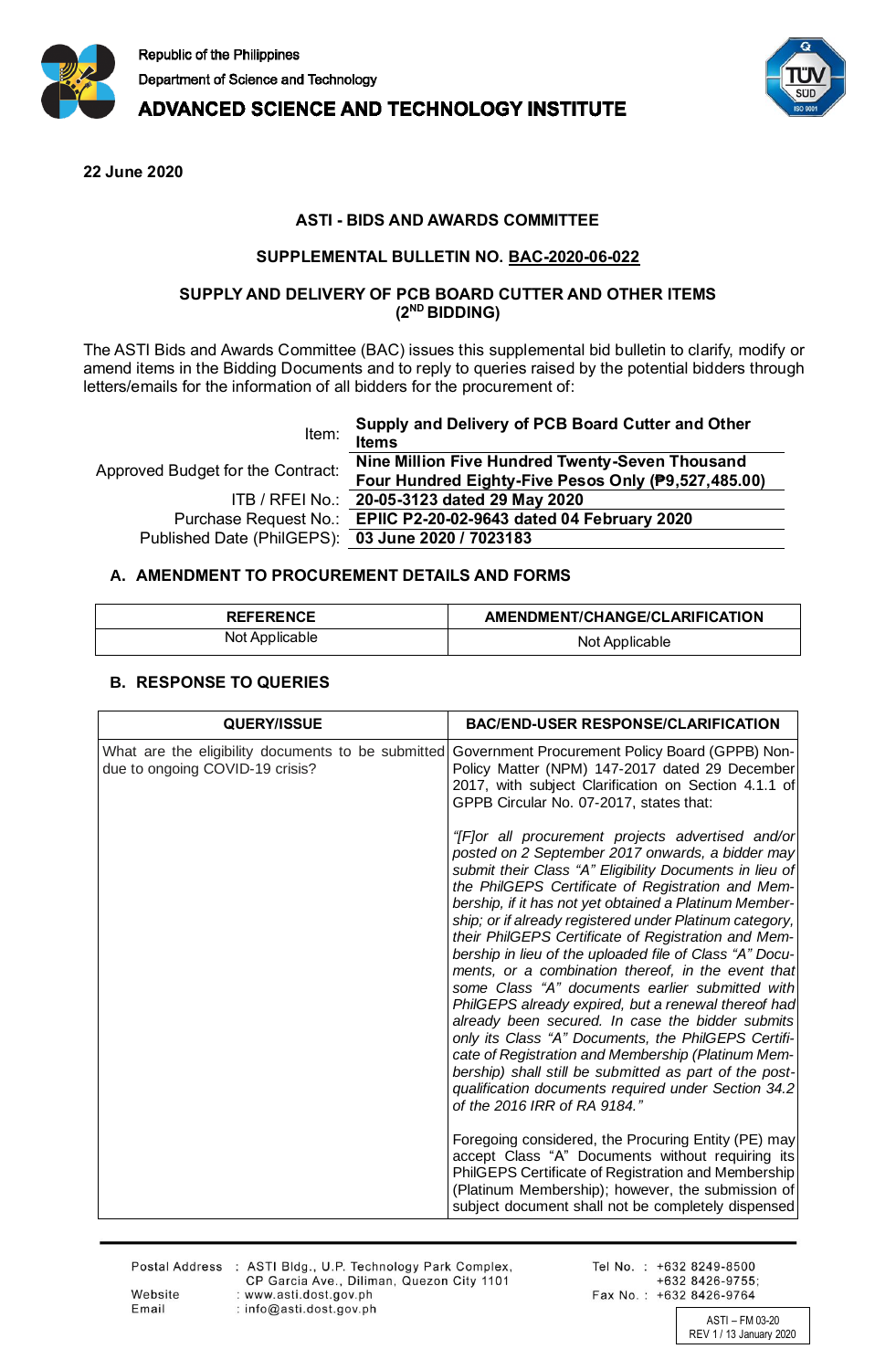Republic of the Philippines
Department of Science and Technology
**ADVANCED SCIENCE AND TECHNOLOGY INSTITUTE**

**22 June 2020**

**ASTI - BIDS AND AWARDS COMMITTEE**

**SUPPLEMENTAL BULLETIN NO. BAC-2020-06-022**

**SUPPLY AND DELIVERY OF PCB BOARD CUTTER AND OTHER ITEMS (2ND BIDDING)**

The ASTI Bids and Awards Committee (BAC) issues this supplemental bid bulletin to clarify, modify or amend items in the Bidding Documents and to reply to queries raised by the potential bidders through letters/emails for the information of all bidders for the procurement of:

| | |
|---|---|
| Item: | **Supply and Delivery of PCB Board Cutter and Other Items** |
| Approved Budget for the Contract: | **Nine Million Five Hundred Twenty-Seven Thousand Four Hundred Eighty-Five Pesos Only (₱9,527,485.00)** |
| ITB / RFEI No.: | **20-05-3123 dated 29 May 2020** |
| Purchase Request No.: | **EPIIC P2-20-02-9643 dated 04 February 2020** |
| Published Date (PhilGEPS): | **03 June 2020 / 7023183** |

## A. AMENDMENT TO PROCUREMENT DETAILS AND FORMS

| REFERENCE | AMENDMENT/CHANGE/CLARIFICATION |
|---|---|
| Not Applicable | Not Applicable |

## B. RESPONSE TO QUERIES

| QUERY/ISSUE | BAC/END-USER RESPONSE/CLARIFICATION |
|---|---|
| What are the eligibility documents to be submitted due to ongoing COVID-19 crisis? | Government Procurement Policy Board (GPPB) Non-Policy Matter (NPM) 147-2017 dated 29 December 2017, with subject Clarification on Section 4.1.1 of GPPB Circular No. 07-2017, states that:<br><br>*"[F]or all procurement projects advertised and/or posted on 2 September 2017 onwards, a bidder may submit their Class "A" Eligibility Documents in lieu of the PhilGEPS Certificate of Registration and Membership, if it has not yet obtained a Platinum Membership; or if already registered under Platinum category, their PhilGEPS Certificate of Registration and Membership in lieu of the uploaded file of Class "A" Documents, or a combination thereof, in the event that some Class "A" documents earlier submitted with PhilGEPS already expired, but a renewal thereof had already been secured. In case the bidder submits only its Class "A" Documents, the PhilGEPS Certificate of Registration and Membership (Platinum Membership) shall still be submitted as part of the post-qualification documents required under Section 34.2 of the 2016 IRR of RA 9184."*<br><br>Foregoing considered, the Procuring Entity (PE) may accept Class "A" Documents without requiring its PhilGEPS Certificate of Registration and Membership (Platinum Membership); however, the submission of subject document shall not be completely dispensed |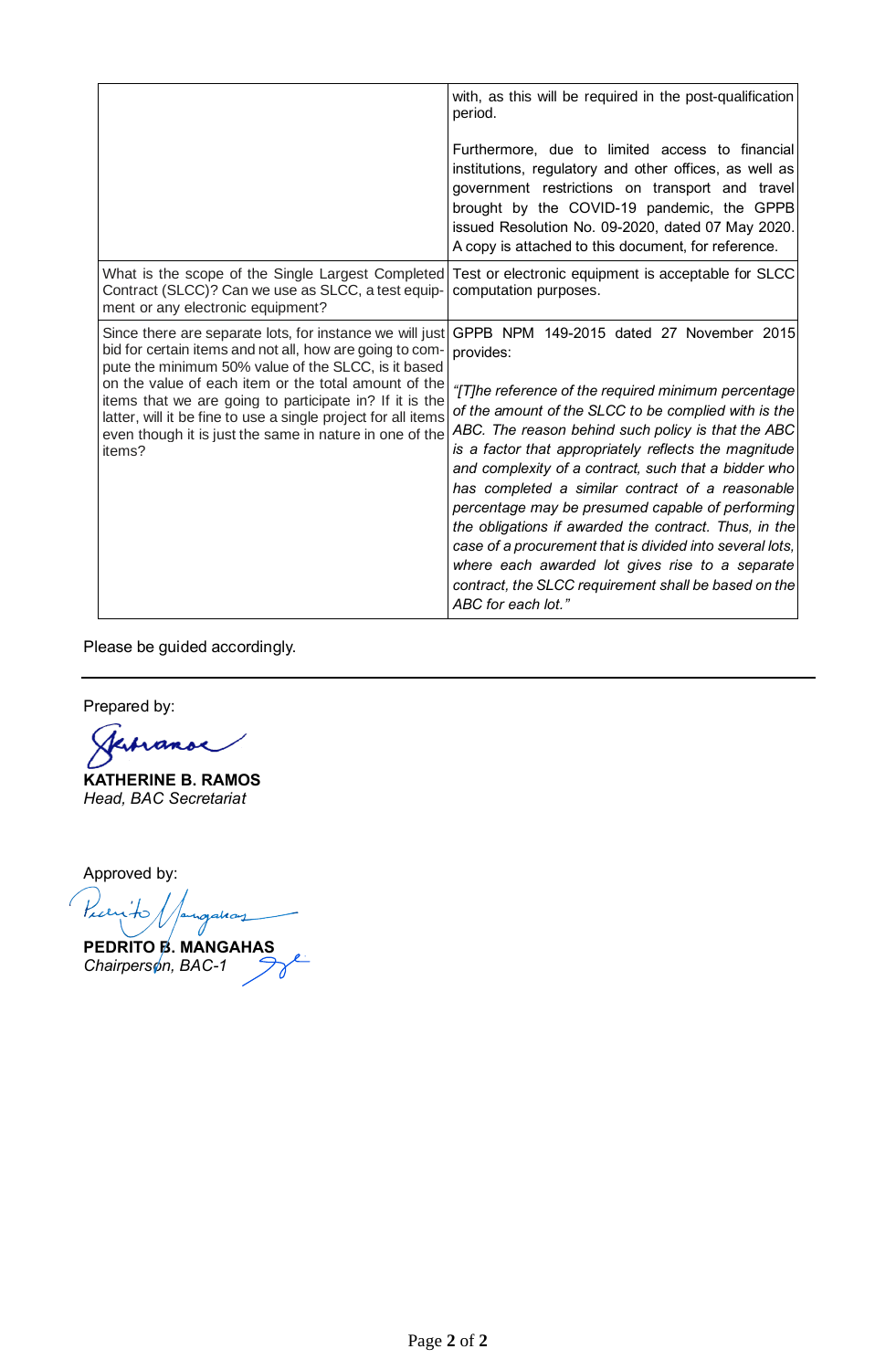| | |
|---|---|
| | with, as this will be required in the post-qualification period.<br><br>Furthermore, due to limited access to financial institutions, regulatory and other offices, as well as government restrictions on transport and travel brought by the COVID-19 pandemic, the GPPB issued Resolution No. 09-2020, dated 07 May 2020. A copy is attached to this document, for reference. |
| What is the scope of the Single Largest Completed Contract (SLCC)? Can we use as SLCC, a test equipment or any electronic equipment? | Test or electronic equipment is acceptable for SLCC computation purposes. |
| Since there are separate lots, for instance we will just bid for certain items and not all, how are going to compute the minimum 50% value of the SLCC, is it based on the value of each item or the total amount of the items that we are going to participate in? If it is the latter, will it be fine to use a single project for all items even though it is just the same in nature in one of the items? | GPPB NPM 149-2015 dated 27 November 2015 provides:<br><br>*"[T]he reference of the required minimum percentage of the amount of the SLCC to be complied with is the ABC. The reason behind such policy is that the ABC is a factor that appropriately reflects the magnitude and complexity of a contract, such that a bidder who has completed a similar contract of a reasonable percentage may be presumed capable of performing the obligations if awarded the contract. Thus, in the case of a procurement that is divided into several lots, where each awarded lot gives rise to a separate contract, the SLCC requirement shall be based on the ABC for each lot."* |

Please be guided accordingly.

---

Prepared by:

**KATHERINE B. RAMOS**
*Head, BAC Secretariat*

Approved by:

**PEDRITO B. MANGAHAS**
*Chairperson, BAC-1*